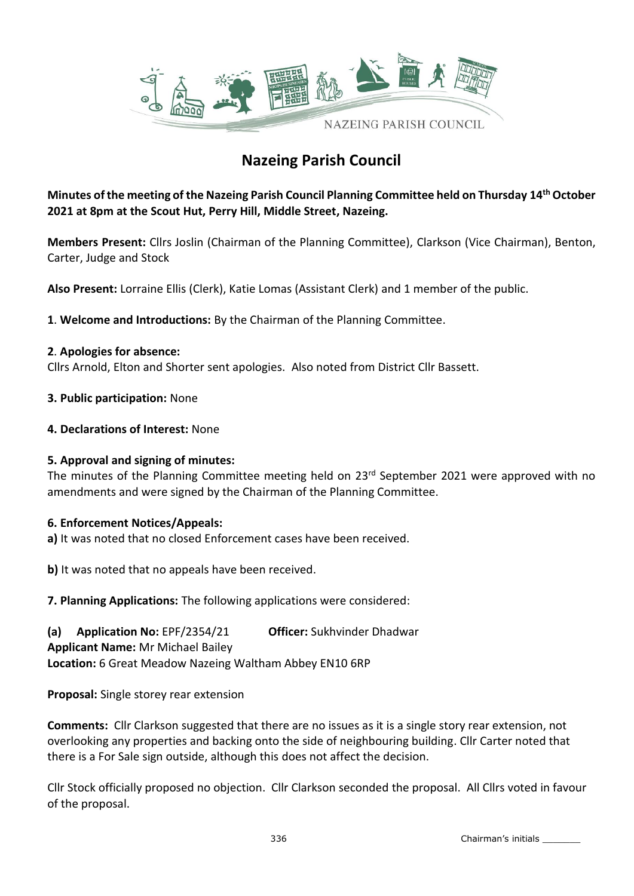# Nazeing Parish Council

**Minutes of the meeting of the Nazeing Parish Council Planning Committee held on Thursday 14th October 2021 at 8pm at the Scout Hut, Perry Hill, Middle Street, Nazeing.**

**Members Present:** Cllrs Joslin (Chairman of the Planning Committee), Clarkson (Vice Chairman), Benton, Carter, Judge and Stock

**Also Present:** Lorraine Ellis (Clerk), Katie Lomas (Assistant Clerk) and 1 member of the public.

**1**. **Welcome and Introductions:** By the Chairman of the Planning Committee.

**2**. **Apologies for absence:**
Cllrs Arnold, Elton and Shorter sent apologies. Also noted from District Cllr Bassett.

**3. Public participation:** None

**4. Declarations of Interest:** None

**5. Approval and signing of minutes:**
The minutes of the Planning Committee meeting held on 23rd September 2021 were approved with no amendments and were signed by the Chairman of the Planning Committee.

**6. Enforcement Notices/Appeals:**

**a)** It was noted that no closed Enforcement cases have been received.

**b)** It was noted that no appeals have been received.

**7. Planning Applications:** The following applications were considered:

**(a) Application No:** EPF/2354/21 **Officer:** Sukhvinder Dhadwar
**Applicant Name:** Mr Michael Bailey
**Location:** 6 Great Meadow Nazeing Waltham Abbey EN10 6RP

**Proposal:** Single storey rear extension

**Comments:** Cllr Clarkson suggested that there are no issues as it is a single story rear extension, not overlooking any properties and backing onto the side of neighbouring building. Cllr Carter noted that there is a For Sale sign outside, although this does not affect the decision.

Cllr Stock officially proposed no objection. Cllr Clarkson seconded the proposal. All Cllrs voted in favour of the proposal.

Chairman's initials _______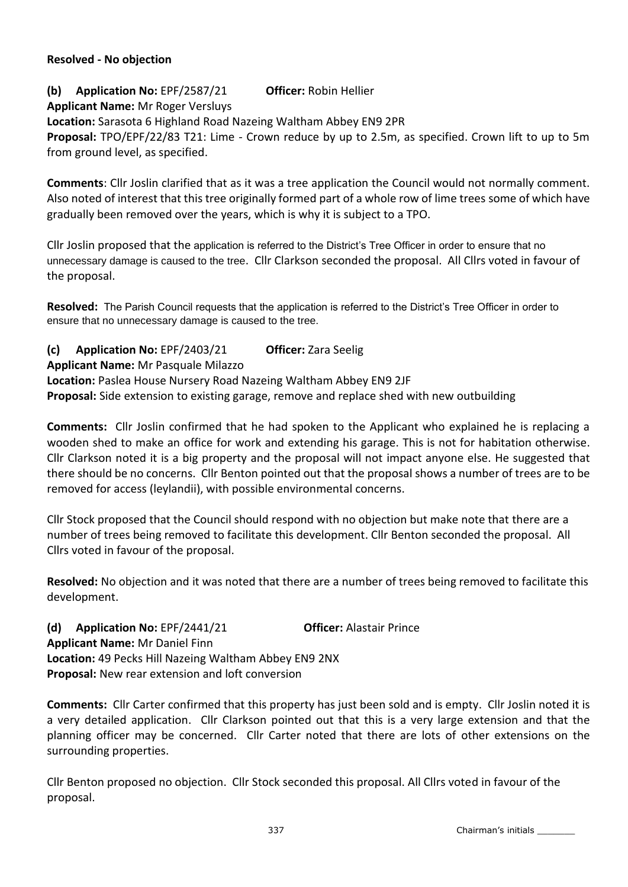**Resolved - No objection**

**(b) Application No:** EPF/2587/21 **Officer:** Robin Hellier
**Applicant Name:** Mr Roger Versluys
**Location:** Sarasota 6 Highland Road Nazeing Waltham Abbey EN9 2PR
**Proposal:** TPO/EPF/22/83 T21: Lime - Crown reduce by up to 2.5m, as specified. Crown lift to up to 5m from ground level, as specified.

**Comments**: Cllr Joslin clarified that as it was a tree application the Council would not normally comment. Also noted of interest that this tree originally formed part of a whole row of lime trees some of which have gradually been removed over the years, which is why it is subject to a TPO.

Cllr Joslin proposed that the application is referred to the District's Tree Officer in order to ensure that no unnecessary damage is caused to the tree. Cllr Clarkson seconded the proposal. All Cllrs voted in favour of the proposal.

**Resolved:** The Parish Council requests that the application is referred to the District's Tree Officer in order to ensure that no unnecessary damage is caused to the tree.

**(c) Application No:** EPF/2403/21 **Officer:** Zara Seelig
**Applicant Name:** Mr Pasquale Milazzo
**Location:** Paslea House Nursery Road Nazeing Waltham Abbey EN9 2JF
**Proposal:** Side extension to existing garage, remove and replace shed with new outbuilding

**Comments:** Cllr Joslin confirmed that he had spoken to the Applicant who explained he is replacing a wooden shed to make an office for work and extending his garage. This is not for habitation otherwise. Cllr Clarkson noted it is a big property and the proposal will not impact anyone else. He suggested that there should be no concerns. Cllr Benton pointed out that the proposal shows a number of trees are to be removed for access (leylandii), with possible environmental concerns.

Cllr Stock proposed that the Council should respond with no objection but make note that there are a number of trees being removed to facilitate this development. Cllr Benton seconded the proposal. All Cllrs voted in favour of the proposal.

**Resolved:** No objection and it was noted that there are a number of trees being removed to facilitate this development.

**(d) Application No:** EPF/2441/21 **Officer:** Alastair Prince
**Applicant Name:** Mr Daniel Finn
**Location:** 49 Pecks Hill Nazeing Waltham Abbey EN9 2NX
**Proposal:** New rear extension and loft conversion

**Comments:** Cllr Carter confirmed that this property has just been sold and is empty. Cllr Joslin noted it is a very detailed application. Cllr Clarkson pointed out that this is a very large extension and that the planning officer may be concerned. Cllr Carter noted that there are lots of other extensions on the surrounding properties.

Cllr Benton proposed no objection. Cllr Stock seconded this proposal. All Cllrs voted in favour of the proposal.

Chairman's initials _______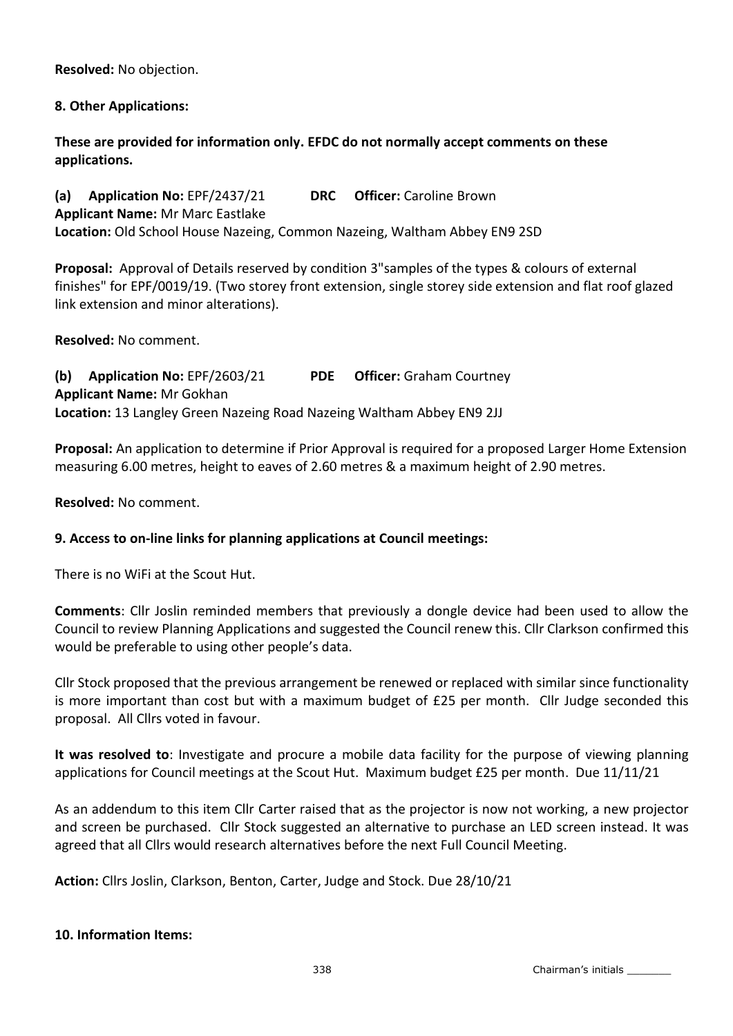**Resolved:** No objection.

**8. Other Applications:**

**These are provided for information only. EFDC do not normally accept comments on these applications.**

**(a) Application No:** EPF/2437/21 **DRC Officer:** Caroline Brown
**Applicant Name:** Mr Marc Eastlake
**Location:** Old School House Nazeing, Common Nazeing, Waltham Abbey EN9 2SD

**Proposal:** Approval of Details reserved by condition 3"samples of the types & colours of external finishes" for EPF/0019/19. (Two storey front extension, single storey side extension and flat roof glazed link extension and minor alterations).

**Resolved:** No comment.

**(b) Application No:** EPF/2603/21 **PDE Officer:** Graham Courtney
**Applicant Name:** Mr Gokhan
**Location:** 13 Langley Green Nazeing Road Nazeing Waltham Abbey EN9 2JJ

**Proposal:** An application to determine if Prior Approval is required for a proposed Larger Home Extension measuring 6.00 metres, height to eaves of 2.60 metres & a maximum height of 2.90 metres.

**Resolved:** No comment.

**9. Access to on-line links for planning applications at Council meetings:**

There is no WiFi at the Scout Hut.

**Comments**: Cllr Joslin reminded members that previously a dongle device had been used to allow the Council to review Planning Applications and suggested the Council renew this. Cllr Clarkson confirmed this would be preferable to using other people's data.

Cllr Stock proposed that the previous arrangement be renewed or replaced with similar since functionality is more important than cost but with a maximum budget of £25 per month. Cllr Judge seconded this proposal. All Cllrs voted in favour.

**It was resolved to**: Investigate and procure a mobile data facility for the purpose of viewing planning applications for Council meetings at the Scout Hut. Maximum budget £25 per month. Due 11/11/21

As an addendum to this item Cllr Carter raised that as the projector is now not working, a new projector and screen be purchased. Cllr Stock suggested an alternative to purchase an LED screen instead. It was agreed that all Cllrs would research alternatives before the next Full Council Meeting.

**Action:** Cllrs Joslin, Clarkson, Benton, Carter, Judge and Stock. Due 28/10/21

**10. Information Items:**

Chairman's initials _______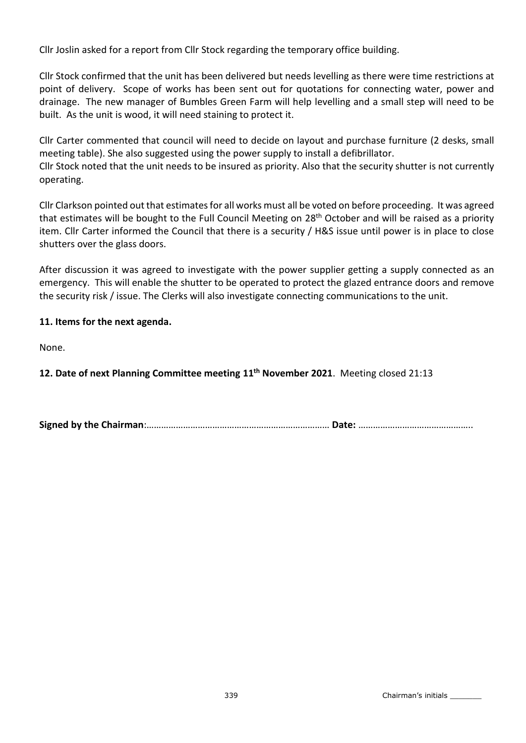Cllr Joslin asked for a report from Cllr Stock regarding the temporary office building.

Cllr Stock confirmed that the unit has been delivered but needs levelling as there were time restrictions at point of delivery. Scope of works has been sent out for quotations for connecting water, power and drainage. The new manager of Bumbles Green Farm will help levelling and a small step will need to be built. As the unit is wood, it will need staining to protect it.

Cllr Carter commented that council will need to decide on layout and purchase furniture (2 desks, small meeting table). She also suggested using the power supply to install a defibrillator.
Cllr Stock noted that the unit needs to be insured as priority. Also that the security shutter is not currently operating.

Cllr Clarkson pointed out that estimates for all works must all be voted on before proceeding. It was agreed that estimates will be bought to the Full Council Meeting on 28th October and will be raised as a priority item. Cllr Carter informed the Council that there is a security / H&S issue until power is in place to close shutters over the glass doors.

After discussion it was agreed to investigate with the power supplier getting a supply connected as an emergency. This will enable the shutter to be operated to protect the glazed entrance doors and remove the security risk / issue. The Clerks will also investigate connecting communications to the unit.

**11. Items for the next agenda.**

None.

**12. Date of next Planning Committee meeting 11th November 2021**. Meeting closed 21:13

**Signed by the Chairman**:………………………………………………………………… **Date:** ………………………………………..

Chairman's initials _______